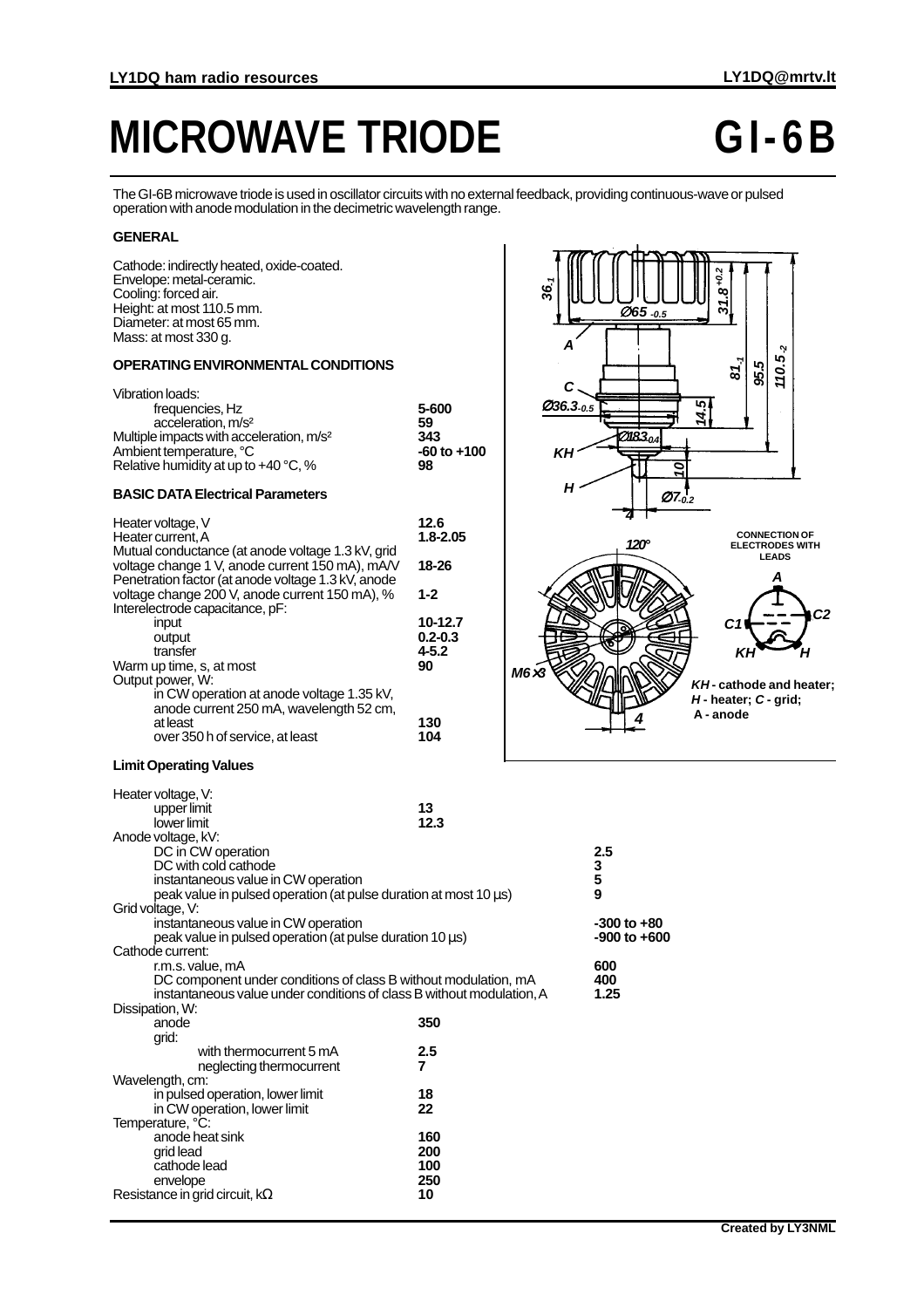# MICROWAVE TRIODE GI-6B

The GI-6B microwave triode is used in oscillator circuits with no external feedback, providing continuous-wave or pulsed operation with anode modulation in the decimetric wavelength range.

### GENERAL

Cathode: indirectly heated, oxide-coated.
Envelope: metal-ceramic.
Cooling: forced air.
Height: at most 110.5 mm.
Diameter: at most 65 mm.
Mass: at most 330 g.

### OPERATING ENVIRONMENTAL CONDITIONS

| Parameter | Value |
|---|---|
| Vibration loads: | |
| frequencies, Hz | 5-600 |
| acceleration, m/s² | 59 |
| Multiple impacts with acceleration, m/s² | 343 |
| Ambient temperature, °C | -60 to +100 |
| Relative humidity at up to +40 °C, % | 98 |

### BASIC DATA Electrical Parameters

| Parameter | Value |
|---|---|
| Heater voltage, V | 12.6 |
| Heater current, A | 1.8-2.05 |
| Mutual conductance (at anode voltage 1.3 kV, grid voltage change 1 V, anode current 150 mA), mA/V | 18-26 |
| Penetration factor (at anode voltage 1.3 kV, anode voltage change 200 V, anode current 150 mA), % | 1-2 |
| Interelectrode capacitance, pF: | |
| input | 10-12.7 |
| output | 0.2-0.3 |
| transfer | 4-5.2 |
| Warm up time, s, at most | 90 |
| Output power, W: | |
| in CW operation at anode voltage 1.35 kV, anode current 250 mA, wavelength 52 cm, at least | 130 |
| over 350 h of service, at least | 104 |

CONNECTION OF ELECTRODES WITH LEADS

*KH* - cathode and heater; *H* - heater; *C* - grid; A - anode

### Limit Operating Values

| Parameter | Value |
|---|---|
| Heater voltage, V: | |
| upper limit | 13 |
| lower limit | 12.3 |
| Anode voltage, kV: | |
| DC in CW operation | 2.5 |
| DC with cold cathode | 3 |
| instantaneous value in CW operation | 5 |
| peak value in pulsed operation (at pulse duration at most 10 µs) | 9 |
| Grid voltage, V: | |
| instantaneous value in CW operation | -300 to +80 |
| peak value in pulsed operation (at pulse duration 10 µs) | -900 to +600 |
| Cathode current: | |
| r.m.s. value, mA | 600 |
| DC component under conditions of class B without modulation, mA | 400 |
| instantaneous value under conditions of class B without modulation, A | 1.25 |
| Dissipation, W: | |
| anode | 350 |
| grid: | |
| with thermocurrent 5 mA | 2.5 |
| neglecting thermocurrent | 7 |
| Wavelength, cm: | |
| in pulsed operation, lower limit | 18 |
| in CW operation, lower limit | 22 |
| Temperature, °C: | |
| anode heat sink | 160 |
| grid lead | 200 |
| cathode lead | 100 |
| envelope | 250 |
| Resistance in grid circuit, kΩ | 10 |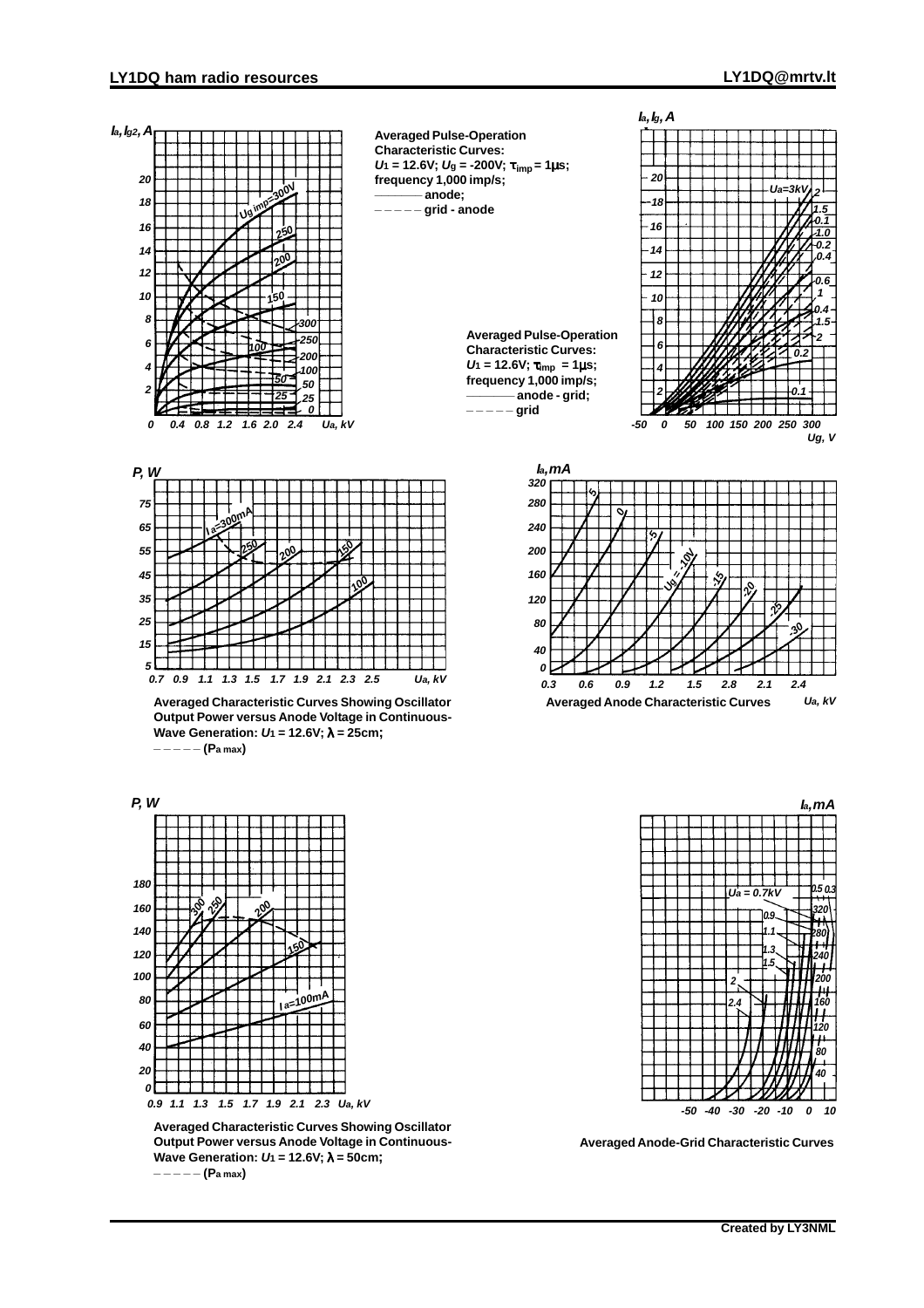**Averaged Pulse-Operation Characteristic Curves:** $U_1$ = 12.6V; $U_g$ = -200V; $\tau_{imp}$ = 1μs; frequency 1,000 imp/s;
——— anode;
– – – – grid - anode

$I_a, I_{g2}$, A

20
18
16
14
12
10
8
6
4
2

Ug imp=300V
250
200
150
100
50
25
300
250
200
100
50
25
0

0 0.4 0.8 1.2 1.6 2.0 2.4 Ua, kV

**Averaged Pulse-Operation Characteristic Curves:** $U_1$ = 12.6V; $\tau_{imp}$ = 1μs; frequency 1,000 imp/s;
——— anode - grid;
– – – – grid

$I_a, I_g$, A

20
18
16
14
12
10
8
6
4
2

Ua=3kV
2
1.5
0.1
1.0
0.2
0.4
0.6
1
0.4
1.5
2
0.2
0.1

-50 0 50 100 150 200 250 300
Ug, V

P, W

75
65
55
45
35
25
15
5

Ia=300mA
250
200
150
100

0.7 0.9 1.1 1.3 1.5 1.7 1.9 2.1 2.3 2.5 Ua, kV

**Averaged Characteristic Curves Showing Oscillator Output Power versus Anode Voltage in Continuous-Wave Generation:** $U_1$ = 12.6V; λ = 25cm;
– – – – ($P_{a\,max}$)

$I_a$, mA

320
280
240
200
160
120
80
40
0

5
0
-5
Ug = -10V
-15
-20
-25
-30

0.3 0.6 0.9 1.2 1.5 2.8 2.1 2.4
Ua, kV

**Averaged Anode Characteristic Curves**

P, W

180
160
140
120
100
80
60
40
20
0

300
250
200
150
Ia=100mA

0.9 1.1 1.3 1.5 1.7 1.9 2.1 2.3 Ua, kV

**Averaged Characteristic Curves Showing Oscillator Output Power versus Anode Voltage in Continuous-Wave Generation:** $U_1$ = 12.6V; λ = 50cm;
– – – – ($P_{a\,max}$)

$I_a$, mA

Ua = 0.7kV
0.5 0.3
0.9
1.1
1.3
1.5
2
2.4
320
280
240
200
160
120
80
40

-50 -40 -30 -20 -10 0 10

**Averaged Anode-Grid Characteristic Curves**

Created by LY3NML